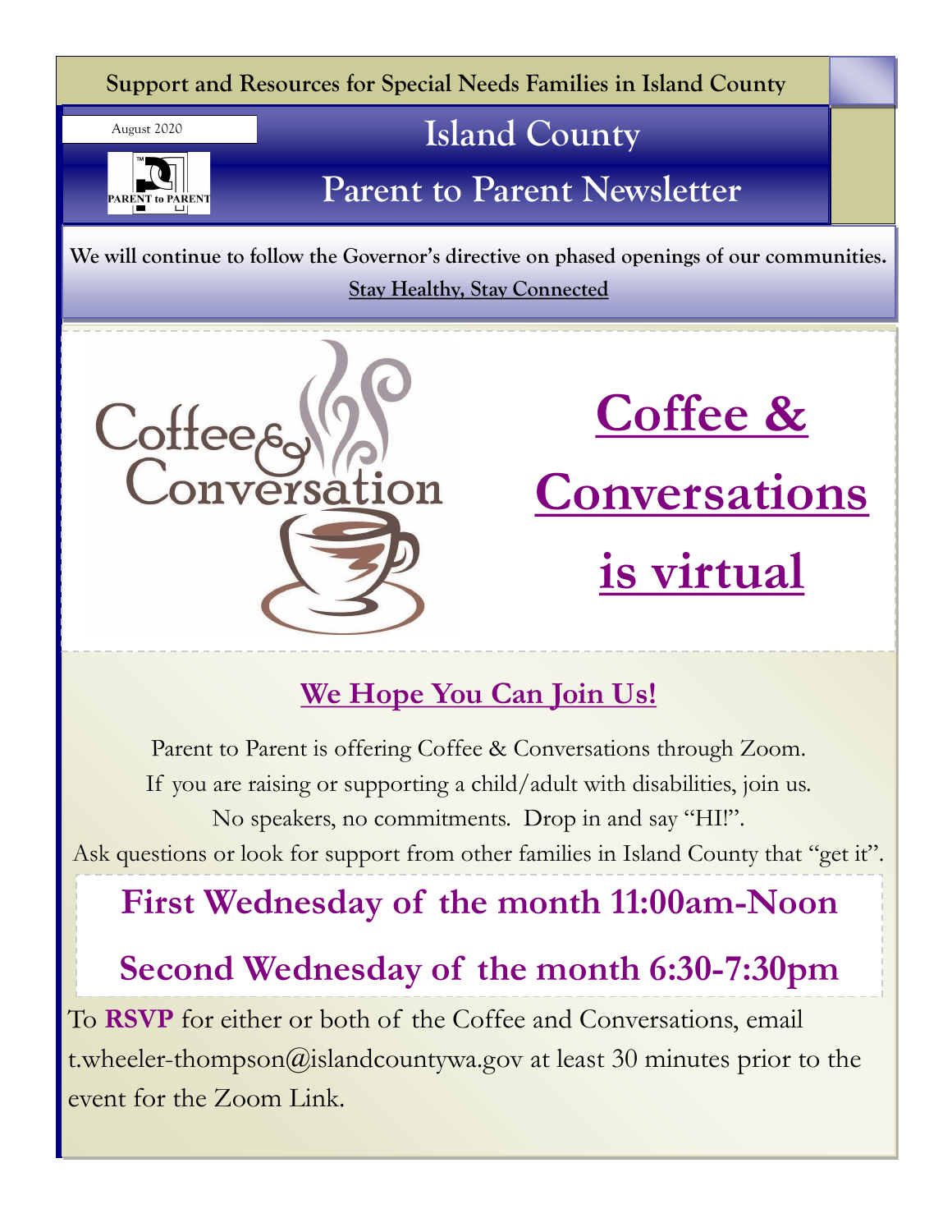**Support and Resources for Special Needs Families in Island County**

August 2020

PARENT to PARENT

# Island County Parent to Parent Newsletter

**We will continue to follow the Governor's directive on phased openings of our communities.**

**Stay Healthy, Stay Connected**

Coffee & Conversation

# Coffee & Conversations is virtual

## We Hope You Can Join Us!

Parent to Parent is offering Coffee & Conversations through Zoom.
If you are raising or supporting a child/adult with disabilities, join us.
No speakers, no commitments. Drop in and say "HI!".
Ask questions or look for support from other families in Island County that "get it".

**First Wednesday of the month 11:00am-Noon**

**Second Wednesday of the month 6:30-7:30pm**

To **RSVP** for either or both of the Coffee and Conversations, email t.wheeler-thompson@islandcountywa.gov at least 30 minutes prior to the event for the Zoom Link.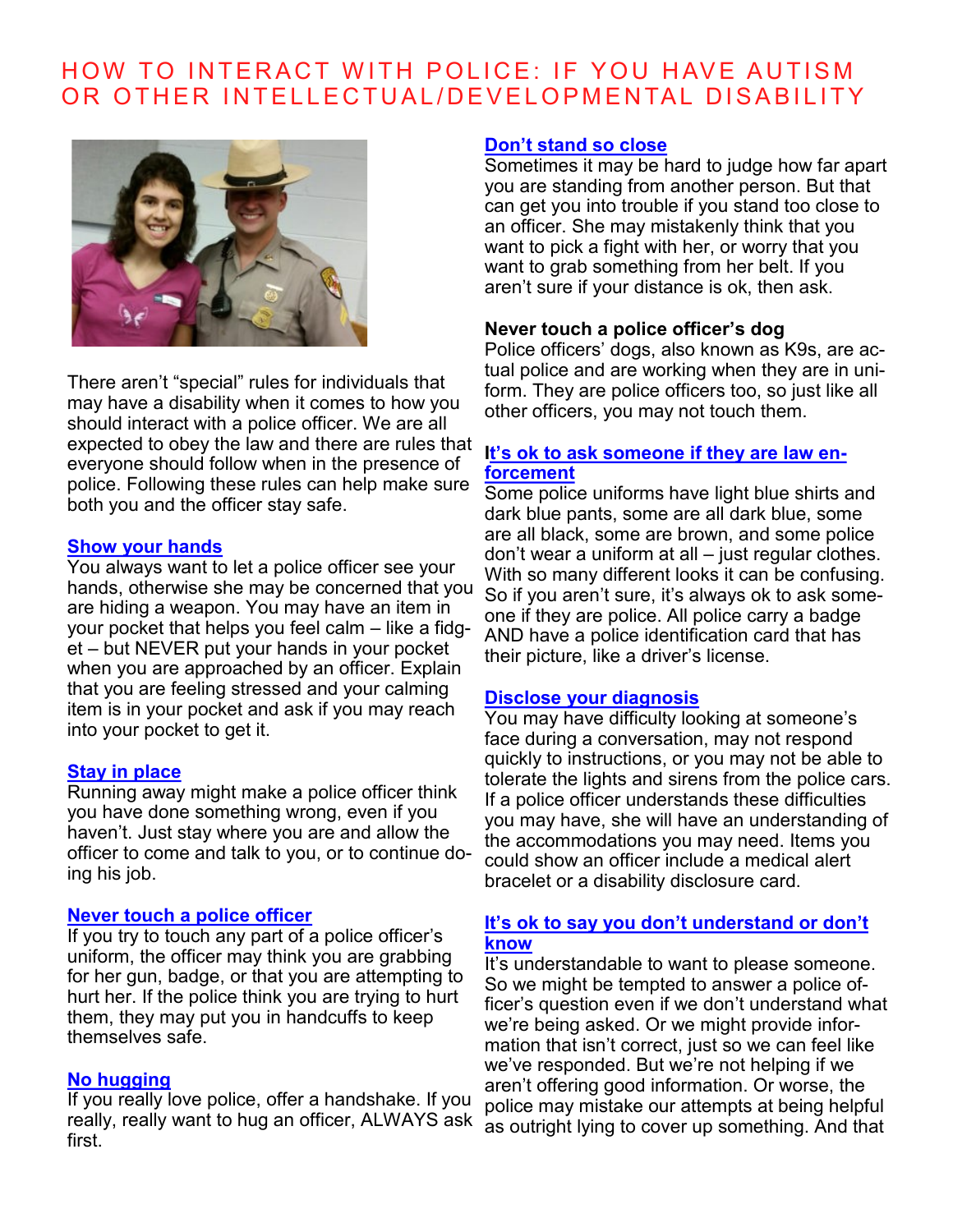# HOW TO INTERACT WITH POLICE: IF YOU HAVE AUTISM OR OTHER INTELLECTUAL/DEVELOPMENTAL DISABILITY

There aren't "special" rules for individuals that may have a disability when it comes to how you should interact with a police officer. We are all expected to obey the law and there are rules that everyone should follow when in the presence of police. Following these rules can help make sure both you and the officer stay safe.

## Show your hands

You always want to let a police officer see your hands, otherwise she may be concerned that you are hiding a weapon. You may have an item in your pocket that helps you feel calm – like a fidget – but NEVER put your hands in your pocket when you are approached by an officer. Explain that you are feeling stressed and your calming item is in your pocket and ask if you may reach into your pocket to get it.

## Stay in place

Running away might make a police officer think you have done something wrong, even if you haven't. Just stay where you are and allow the officer to come and talk to you, or to continue doing his job.

## Never touch a police officer

If you try to touch any part of a police officer's uniform, the officer may think you are grabbing for her gun, badge, or that you are attempting to hurt her. If the police think you are trying to hurt them, they may put you in handcuffs to keep themselves safe.

## No hugging

If you really love police, offer a handshake. If you really, really want to hug an officer, ALWAYS ask first.

## Don't stand so close

Sometimes it may be hard to judge how far apart you are standing from another person. But that can get you into trouble if you stand too close to an officer. She may mistakenly think that you want to pick a fight with her, or worry that you want to grab something from her belt. If you aren't sure if your distance is ok, then ask.

## Never touch a police officer's dog

Police officers' dogs, also known as K9s, are actual police and are working when they are in uniform. They are police officers too, so just like all other officers, you may not touch them.

## It's ok to ask someone if they are law enforcement

Some police uniforms have light blue shirts and dark blue pants, some are all dark blue, some are all black, some are brown, and some police don't wear a uniform at all – just regular clothes. With so many different looks it can be confusing. So if you aren't sure, it's always ok to ask someone if they are police. All police carry a badge AND have a police identification card that has their picture, like a driver's license.

## Disclose your diagnosis

You may have difficulty looking at someone's face during a conversation, may not respond quickly to instructions, or you may not be able to tolerate the lights and sirens from the police cars. If a police officer understands these difficulties you may have, she will have an understanding of the accommodations you may need. Items you could show an officer include a medical alert bracelet or a disability disclosure card.

## It's ok to say you don't understand or don't know

It's understandable to want to please someone. So we might be tempted to answer a police officer's question even if we don't understand what we're being asked. Or we might provide information that isn't correct, just so we can feel like we've responded. But we're not helping if we aren't offering good information. Or worse, the police may mistake our attempts at being helpful as outright lying to cover up something. And that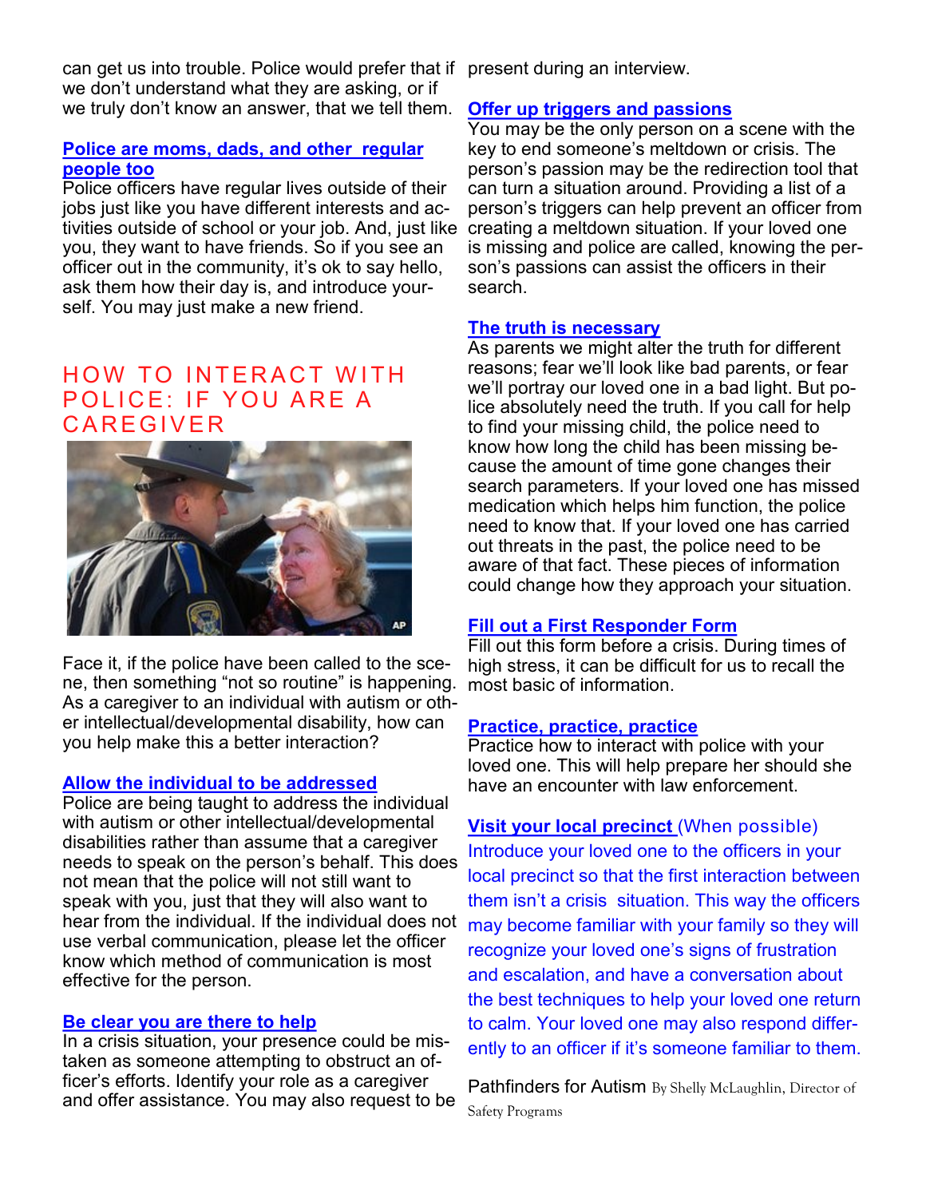can get us into trouble. Police would prefer that if we don't understand what they are asking, or if we truly don't know an answer, that we tell them.

**Police are moms, dads, and other regular people too**

Police officers have regular lives outside of their jobs just like you have different interests and activities outside of school or your job. And, just like you, they want to have friends. So if you see an officer out in the community, it's ok to say hello, ask them how their day is, and introduce yourself. You may just make a new friend.

## HOW TO INTERACT WITH POLICE: IF YOU ARE A CAREGIVER

Face it, if the police have been called to the scene, then something "not so routine" is happening. As a caregiver to an individual with autism or other intellectual/developmental disability, how can you help make this a better interaction?

**Allow the individual to be addressed**

Police are being taught to address the individual with autism or other intellectual/developmental disabilities rather than assume that a caregiver needs to speak on the person's behalf. This does not mean that the police will not still want to speak with you, just that they will also want to hear from the individual. If the individual does not use verbal communication, please let the officer know which method of communication is most effective for the person.

**Be clear you are there to help**

In a crisis situation, your presence could be mistaken as someone attempting to obstruct an officer's efforts. Identify your role as a caregiver and offer assistance. You may also request to be present during an interview.

**Offer up triggers and passions**

You may be the only person on a scene with the key to end someone's meltdown or crisis. The person's passion may be the redirection tool that can turn a situation around. Providing a list of a person's triggers can help prevent an officer from creating a meltdown situation. If your loved one is missing and police are called, knowing the person's passions can assist the officers in their search.

**The truth is necessary**

As parents we might alter the truth for different reasons; fear we'll look like bad parents, or fear we'll portray our loved one in a bad light. But police absolutely need the truth. If you call for help to find your missing child, the police need to know how long the child has been missing because the amount of time gone changes their search parameters. If your loved one has missed medication which helps him function, the police need to know that. If your loved one has carried out threats in the past, the police need to be aware of that fact. These pieces of information could change how they approach your situation.

**Fill out a First Responder Form**

Fill out this form before a crisis. During times of high stress, it can be difficult for us to recall the most basic of information.

**Practice, practice, practice**

Practice how to interact with police with your loved one. This will help prepare her should she have an encounter with law enforcement.

**Visit your local precinct** (When possible)

Introduce your loved one to the officers in your local precinct so that the first interaction between them isn't a crisis situation. This way the officers may become familiar with your family so they will recognize your loved one's signs of frustration and escalation, and have a conversation about the best techniques to help your loved one return to calm. Your loved one may also respond differently to an officer if it's someone familiar to them.

Pathfinders for Autism By Shelly McLaughlin, Director of Safety Programs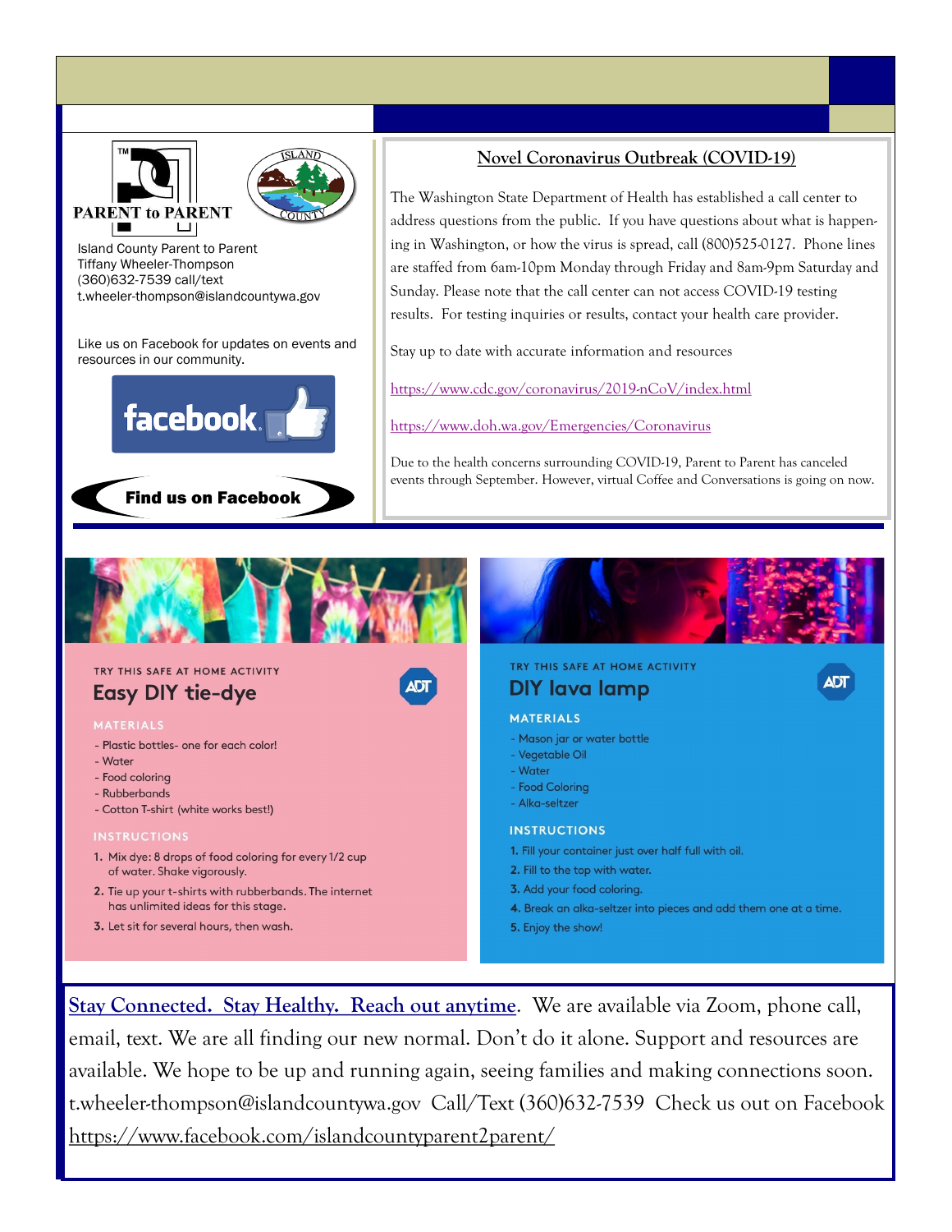PARENT to PARENT

Island County Parent to Parent
Tiffany Wheeler-Thompson
(360)632-7539 call/text
t.wheeler-thompson@islandcountywa.gov

Like us on Facebook for updates on events and resources in our community.

facebook

Find us on Facebook

## Novel Coronavirus Outbreak (COVID-19)

The Washington State Department of Health has established a call center to address questions from the public. If you have questions about what is happening in Washington, or how the virus is spread, call (800)525-0127. Phone lines are staffed from 6am-10pm Monday through Friday and 8am-9pm Saturday and Sunday. Please note that the call center can not access COVID-19 testing results. For testing inquiries or results, contact your health care provider.

Stay up to date with accurate information and resources

https://www.cdc.gov/coronavirus/2019-nCoV/index.html

https://www.doh.wa.gov/Emergencies/Coronavirus

Due to the health concerns surrounding COVID-19, Parent to Parent has canceled events through September. However, virtual Coffee and Conversations is going on now.

TRY THIS SAFE AT HOME ACTIVITY

## Easy DIY tie-dye

ADT

### MATERIALS

- Plastic bottles- one for each color!
- Water
- Food coloring
- Rubberbands
- Cotton T-shirt (white works best!)

### INSTRUCTIONS

1. Mix dye: 8 drops of food coloring for every 1/2 cup of water. Shake vigorously.
2. Tie up your t-shirts with rubberbands. The internet has unlimited ideas for this stage.
3. Let sit for several hours, then wash.

TRY THIS SAFE AT HOME ACTIVITY

## DIY lava lamp

ADT

### MATERIALS

- Mason jar or water bottle
- Vegetable Oil
- Water
- Food Coloring
- Alka-seltzer

### INSTRUCTIONS

1. Fill your container just over half full with oil.
2. Fill to the top with water.
3. Add your food coloring.
4. Break an alka-seltzer into pieces and add them one at a time.
5. Enjoy the show!

**Stay Connected. Stay Healthy. Reach out anytime**. We are available via Zoom, phone call, email, text. We are all finding our new normal. Don't do it alone. Support and resources are available. We hope to be up and running again, seeing families and making connections soon. t.wheeler-thompson@islandcountywa.gov Call/Text (360)632-7539 Check us out on Facebook https://www.facebook.com/islandcountyparent2parent/